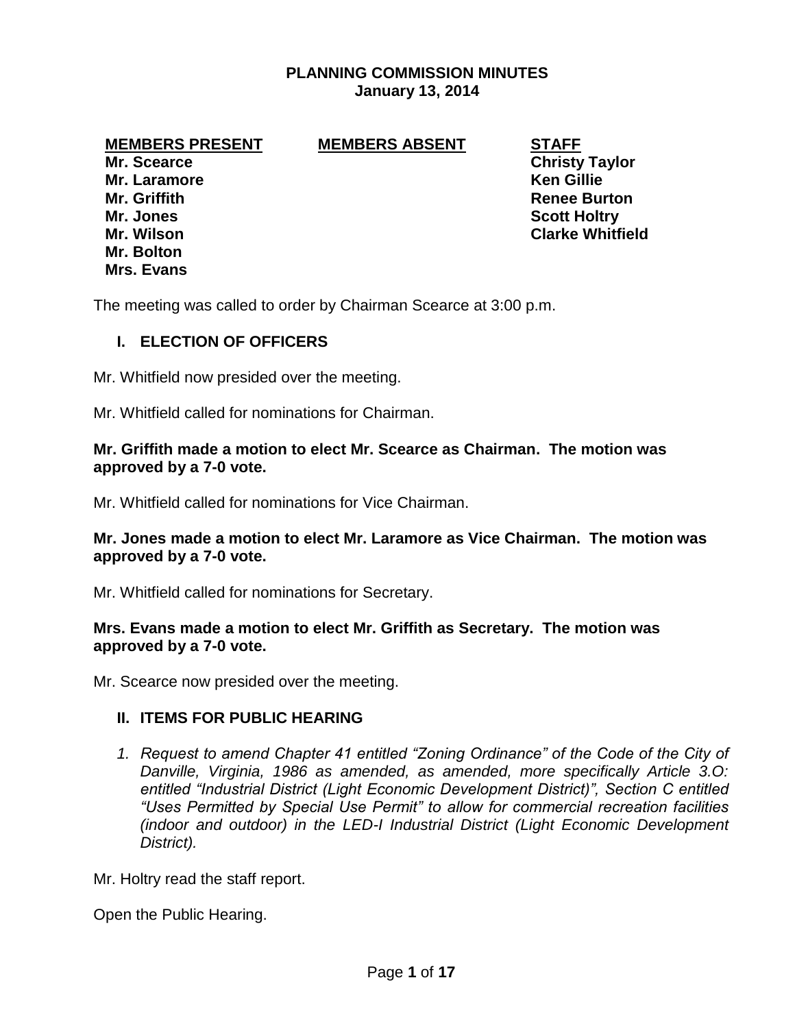# PLANNING COMMISSION MINUTES
## January 13, 2014

| MEMBERS PRESENT | MEMBERS ABSENT | STAFF |
|---|---|---|
| **Mr. Scearce** | | **Christy Taylor** |
| **Mr. Laramore** | | **Ken Gillie** |
| **Mr. Griffith** | | **Renee Burton** |
| **Mr. Jones** | | **Scott Holtry** |
| **Mr. Wilson** | | **Clarke Whitfield** |
| **Mr. Bolton** | | |
| **Mrs. Evans** | | |

The meeting was called to order by Chairman Scearce at 3:00 p.m.

### I. ELECTION OF OFFICERS

Mr. Whitfield now presided over the meeting.

Mr. Whitfield called for nominations for Chairman.

**Mr. Griffith made a motion to elect Mr. Scearce as Chairman. The motion was approved by a 7-0 vote.**

Mr. Whitfield called for nominations for Vice Chairman.

**Mr. Jones made a motion to elect Mr. Laramore as Vice Chairman. The motion was approved by a 7-0 vote.**

Mr. Whitfield called for nominations for Secretary.

**Mrs. Evans made a motion to elect Mr. Griffith as Secretary. The motion was approved by a 7-0 vote.**

Mr. Scearce now presided over the meeting.

### II. ITEMS FOR PUBLIC HEARING

1. *Request to amend Chapter 41 entitled "Zoning Ordinance" of the Code of the City of Danville, Virginia, 1986 as amended, as amended, more specifically Article 3.O: entitled "Industrial District (Light Economic Development District)", Section C entitled "Uses Permitted by Special Use Permit" to allow for commercial recreation facilities (indoor and outdoor) in the LED-I Industrial District (Light Economic Development District).*

Mr. Holtry read the staff report.

Open the Public Hearing.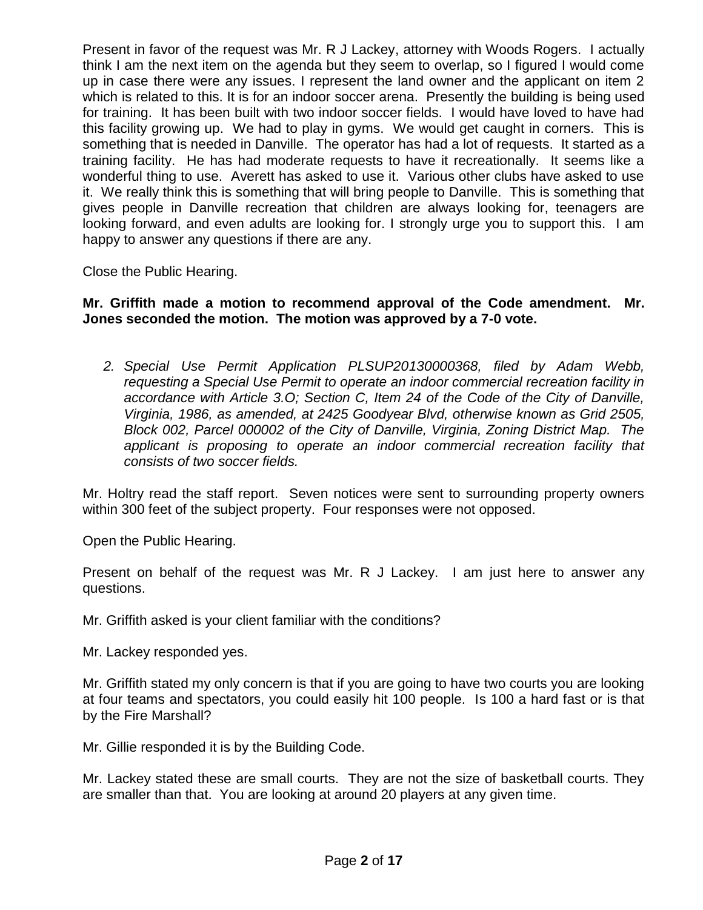Present in favor of the request was Mr. R J Lackey, attorney with Woods Rogers. I actually think I am the next item on the agenda but they seem to overlap, so I figured I would come up in case there were any issues. I represent the land owner and the applicant on item 2 which is related to this. It is for an indoor soccer arena. Presently the building is being used for training. It has been built with two indoor soccer fields. I would have loved to have had this facility growing up. We had to play in gyms. We would get caught in corners. This is something that is needed in Danville. The operator has had a lot of requests. It started as a training facility. He has had moderate requests to have it recreationally. It seems like a wonderful thing to use. Averett has asked to use it. Various other clubs have asked to use it. We really think this is something that will bring people to Danville. This is something that gives people in Danville recreation that children are always looking for, teenagers are looking forward, and even adults are looking for. I strongly urge you to support this. I am happy to answer any questions if there are any.

Close the Public Hearing.

**Mr. Griffith made a motion to recommend approval of the Code amendment. Mr. Jones seconded the motion. The motion was approved by a 7-0 vote.**

2. *Special Use Permit Application PLSUP20130000368, filed by Adam Webb, requesting a Special Use Permit to operate an indoor commercial recreation facility in accordance with Article 3.O; Section C, Item 24 of the Code of the City of Danville, Virginia, 1986, as amended, at 2425 Goodyear Blvd, otherwise known as Grid 2505, Block 002, Parcel 000002 of the City of Danville, Virginia, Zoning District Map. The applicant is proposing to operate an indoor commercial recreation facility that consists of two soccer fields.*

Mr. Holtry read the staff report. Seven notices were sent to surrounding property owners within 300 feet of the subject property. Four responses were not opposed.

Open the Public Hearing.

Present on behalf of the request was Mr. R J Lackey. I am just here to answer any questions.

Mr. Griffith asked is your client familiar with the conditions?

Mr. Lackey responded yes.

Mr. Griffith stated my only concern is that if you are going to have two courts you are looking at four teams and spectators, you could easily hit 100 people. Is 100 a hard fast or is that by the Fire Marshall?

Mr. Gillie responded it is by the Building Code.

Mr. Lackey stated these are small courts. They are not the size of basketball courts. They are smaller than that. You are looking at around 20 players at any given time.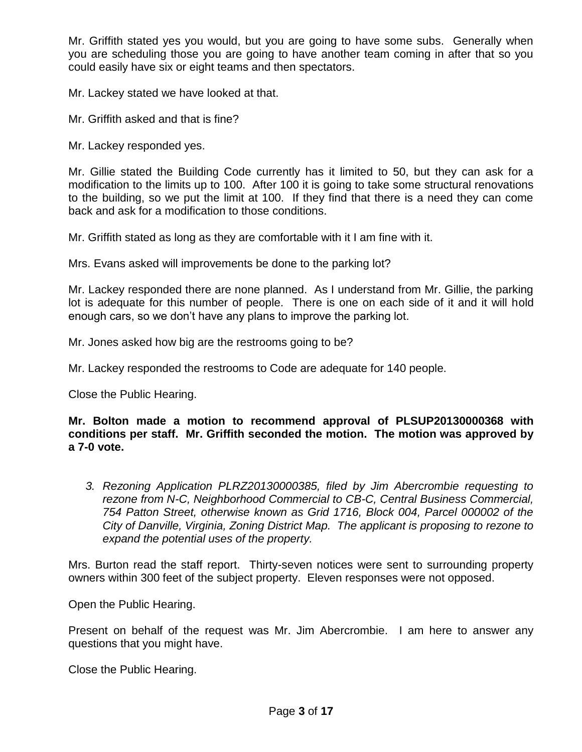Mr. Griffith stated yes you would, but you are going to have some subs. Generally when you are scheduling those you are going to have another team coming in after that so you could easily have six or eight teams and then spectators.

Mr. Lackey stated we have looked at that.

Mr. Griffith asked and that is fine?

Mr. Lackey responded yes.

Mr. Gillie stated the Building Code currently has it limited to 50, but they can ask for a modification to the limits up to 100. After 100 it is going to take some structural renovations to the building, so we put the limit at 100. If they find that there is a need they can come back and ask for a modification to those conditions.

Mr. Griffith stated as long as they are comfortable with it I am fine with it.

Mrs. Evans asked will improvements be done to the parking lot?

Mr. Lackey responded there are none planned. As I understand from Mr. Gillie, the parking lot is adequate for this number of people. There is one on each side of it and it will hold enough cars, so we don't have any plans to improve the parking lot.

Mr. Jones asked how big are the restrooms going to be?

Mr. Lackey responded the restrooms to Code are adequate for 140 people.

Close the Public Hearing.

**Mr. Bolton made a motion to recommend approval of PLSUP20130000368 with conditions per staff. Mr. Griffith seconded the motion. The motion was approved by a 7-0 vote.**

3. *Rezoning Application PLRZ20130000385, filed by Jim Abercrombie requesting to rezone from N-C, Neighborhood Commercial to CB-C, Central Business Commercial, 754 Patton Street, otherwise known as Grid 1716, Block 004, Parcel 000002 of the City of Danville, Virginia, Zoning District Map. The applicant is proposing to rezone to expand the potential uses of the property.*

Mrs. Burton read the staff report. Thirty-seven notices were sent to surrounding property owners within 300 feet of the subject property. Eleven responses were not opposed.

Open the Public Hearing.

Present on behalf of the request was Mr. Jim Abercrombie. I am here to answer any questions that you might have.

Close the Public Hearing.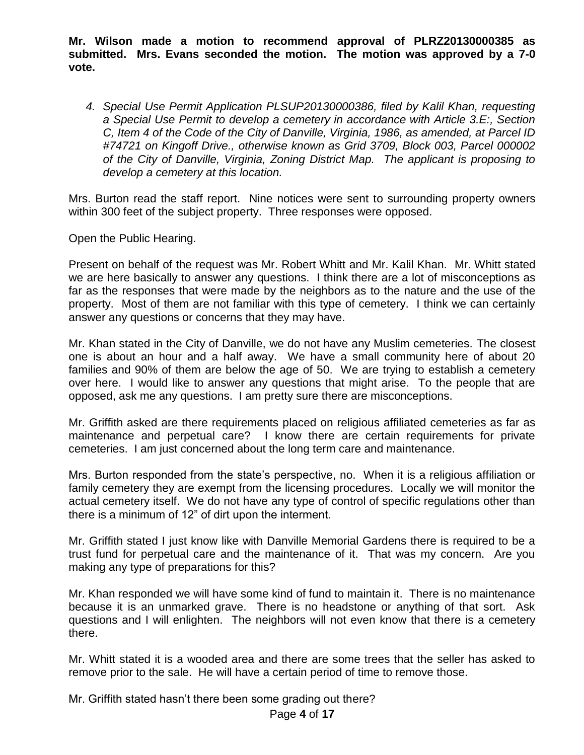**Mr. Wilson made a motion to recommend approval of PLRZ20130000385 as submitted. Mrs. Evans seconded the motion. The motion was approved by a 7-0 vote.**

4. *Special Use Permit Application PLSUP20130000386, filed by Kalil Khan, requesting a Special Use Permit to develop a cemetery in accordance with Article 3.E:, Section C, Item 4 of the Code of the City of Danville, Virginia, 1986, as amended, at Parcel ID #74721 on Kingoff Drive., otherwise known as Grid 3709, Block 003, Parcel 000002 of the City of Danville, Virginia, Zoning District Map. The applicant is proposing to develop a cemetery at this location.*

Mrs. Burton read the staff report. Nine notices were sent to surrounding property owners within 300 feet of the subject property. Three responses were opposed.

Open the Public Hearing.

Present on behalf of the request was Mr. Robert Whitt and Mr. Kalil Khan. Mr. Whitt stated we are here basically to answer any questions. I think there are a lot of misconceptions as far as the responses that were made by the neighbors as to the nature and the use of the property. Most of them are not familiar with this type of cemetery. I think we can certainly answer any questions or concerns that they may have.

Mr. Khan stated in the City of Danville, we do not have any Muslim cemeteries. The closest one is about an hour and a half away. We have a small community here of about 20 families and 90% of them are below the age of 50. We are trying to establish a cemetery over here. I would like to answer any questions that might arise. To the people that are opposed, ask me any questions. I am pretty sure there are misconceptions.

Mr. Griffith asked are there requirements placed on religious affiliated cemeteries as far as maintenance and perpetual care? I know there are certain requirements for private cemeteries. I am just concerned about the long term care and maintenance.

Mrs. Burton responded from the state's perspective, no. When it is a religious affiliation or family cemetery they are exempt from the licensing procedures. Locally we will monitor the actual cemetery itself. We do not have any type of control of specific regulations other than there is a minimum of 12" of dirt upon the interment.

Mr. Griffith stated I just know like with Danville Memorial Gardens there is required to be a trust fund for perpetual care and the maintenance of it. That was my concern. Are you making any type of preparations for this?

Mr. Khan responded we will have some kind of fund to maintain it. There is no maintenance because it is an unmarked grave. There is no headstone or anything of that sort. Ask questions and I will enlighten. The neighbors will not even know that there is a cemetery there.

Mr. Whitt stated it is a wooded area and there are some trees that the seller has asked to remove prior to the sale. He will have a certain period of time to remove those.

Mr. Griffith stated hasn't there been some grading out there?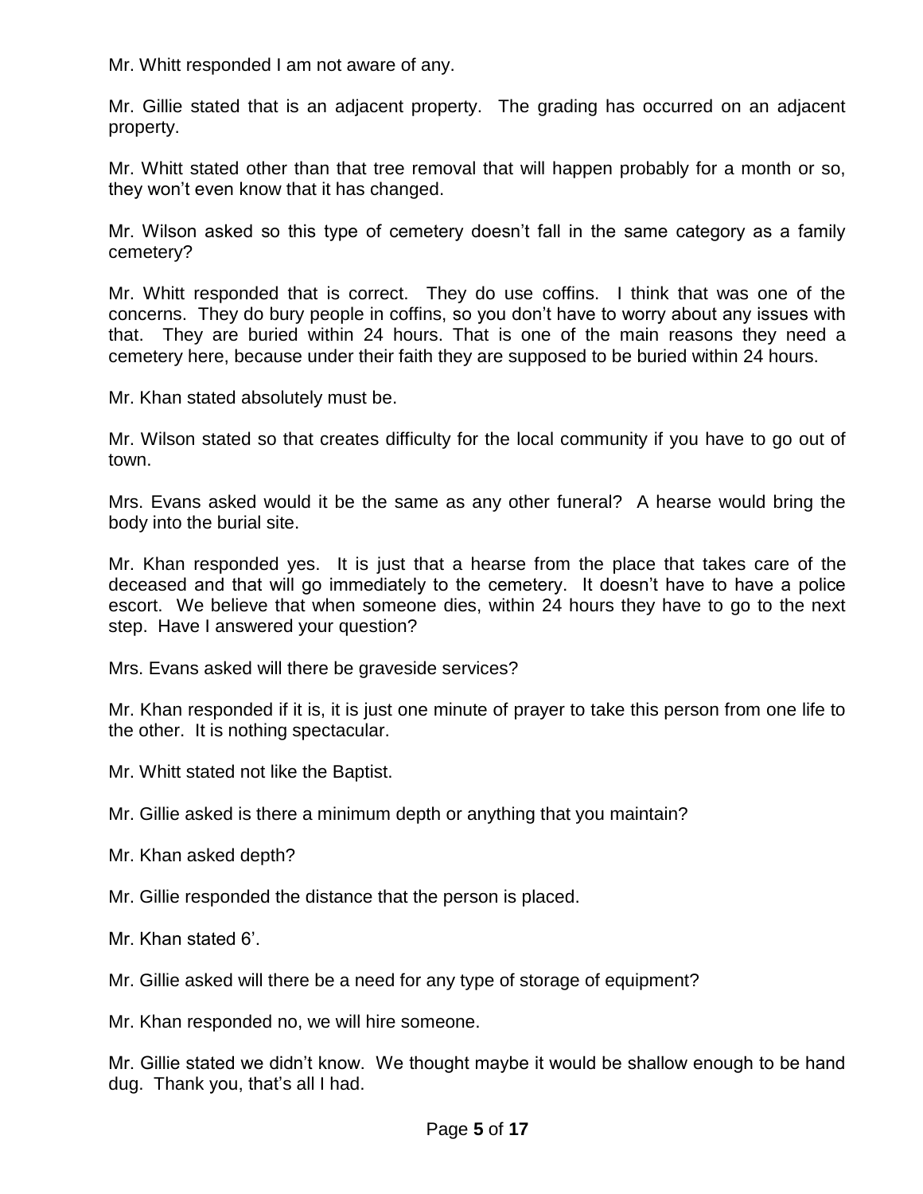Mr. Whitt responded I am not aware of any.

Mr. Gillie stated that is an adjacent property. The grading has occurred on an adjacent property.

Mr. Whitt stated other than that tree removal that will happen probably for a month or so, they won't even know that it has changed.

Mr. Wilson asked so this type of cemetery doesn't fall in the same category as a family cemetery?

Mr. Whitt responded that is correct. They do use coffins. I think that was one of the concerns. They do bury people in coffins, so you don't have to worry about any issues with that. They are buried within 24 hours. That is one of the main reasons they need a cemetery here, because under their faith they are supposed to be buried within 24 hours.

Mr. Khan stated absolutely must be.

Mr. Wilson stated so that creates difficulty for the local community if you have to go out of town.

Mrs. Evans asked would it be the same as any other funeral? A hearse would bring the body into the burial site.

Mr. Khan responded yes. It is just that a hearse from the place that takes care of the deceased and that will go immediately to the cemetery. It doesn't have to have a police escort. We believe that when someone dies, within 24 hours they have to go to the next step. Have I answered your question?

Mrs. Evans asked will there be graveside services?

Mr. Khan responded if it is, it is just one minute of prayer to take this person from one life to the other. It is nothing spectacular.

Mr. Whitt stated not like the Baptist.

Mr. Gillie asked is there a minimum depth or anything that you maintain?

Mr. Khan asked depth?

Mr. Gillie responded the distance that the person is placed.

Mr. Khan stated 6'.

Mr. Gillie asked will there be a need for any type of storage of equipment?

Mr. Khan responded no, we will hire someone.

Mr. Gillie stated we didn't know. We thought maybe it would be shallow enough to be hand dug. Thank you, that's all I had.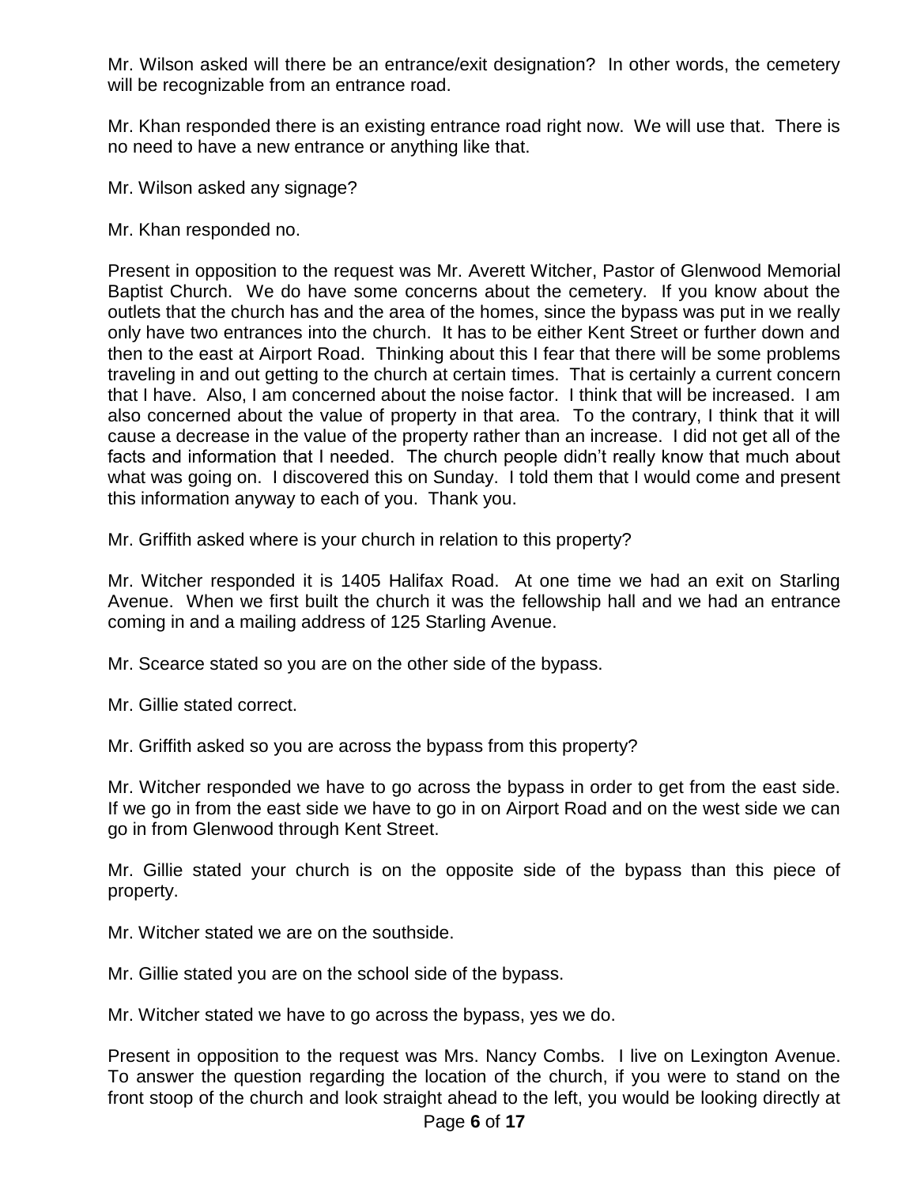Mr. Wilson asked will there be an entrance/exit designation? In other words, the cemetery will be recognizable from an entrance road.

Mr. Khan responded there is an existing entrance road right now. We will use that. There is no need to have a new entrance or anything like that.

Mr. Wilson asked any signage?

Mr. Khan responded no.

Present in opposition to the request was Mr. Averett Witcher, Pastor of Glenwood Memorial Baptist Church. We do have some concerns about the cemetery. If you know about the outlets that the church has and the area of the homes, since the bypass was put in we really only have two entrances into the church. It has to be either Kent Street or further down and then to the east at Airport Road. Thinking about this I fear that there will be some problems traveling in and out getting to the church at certain times. That is certainly a current concern that I have. Also, I am concerned about the noise factor. I think that will be increased. I am also concerned about the value of property in that area. To the contrary, I think that it will cause a decrease in the value of the property rather than an increase. I did not get all of the facts and information that I needed. The church people didn't really know that much about what was going on. I discovered this on Sunday. I told them that I would come and present this information anyway to each of you. Thank you.

Mr. Griffith asked where is your church in relation to this property?

Mr. Witcher responded it is 1405 Halifax Road. At one time we had an exit on Starling Avenue. When we first built the church it was the fellowship hall and we had an entrance coming in and a mailing address of 125 Starling Avenue.

Mr. Scearce stated so you are on the other side of the bypass.

Mr. Gillie stated correct.

Mr. Griffith asked so you are across the bypass from this property?

Mr. Witcher responded we have to go across the bypass in order to get from the east side. If we go in from the east side we have to go in on Airport Road and on the west side we can go in from Glenwood through Kent Street.

Mr. Gillie stated your church is on the opposite side of the bypass than this piece of property.

Mr. Witcher stated we are on the southside.

Mr. Gillie stated you are on the school side of the bypass.

Mr. Witcher stated we have to go across the bypass, yes we do.

Present in opposition to the request was Mrs. Nancy Combs. I live on Lexington Avenue. To answer the question regarding the location of the church, if you were to stand on the front stoop of the church and look straight ahead to the left, you would be looking directly at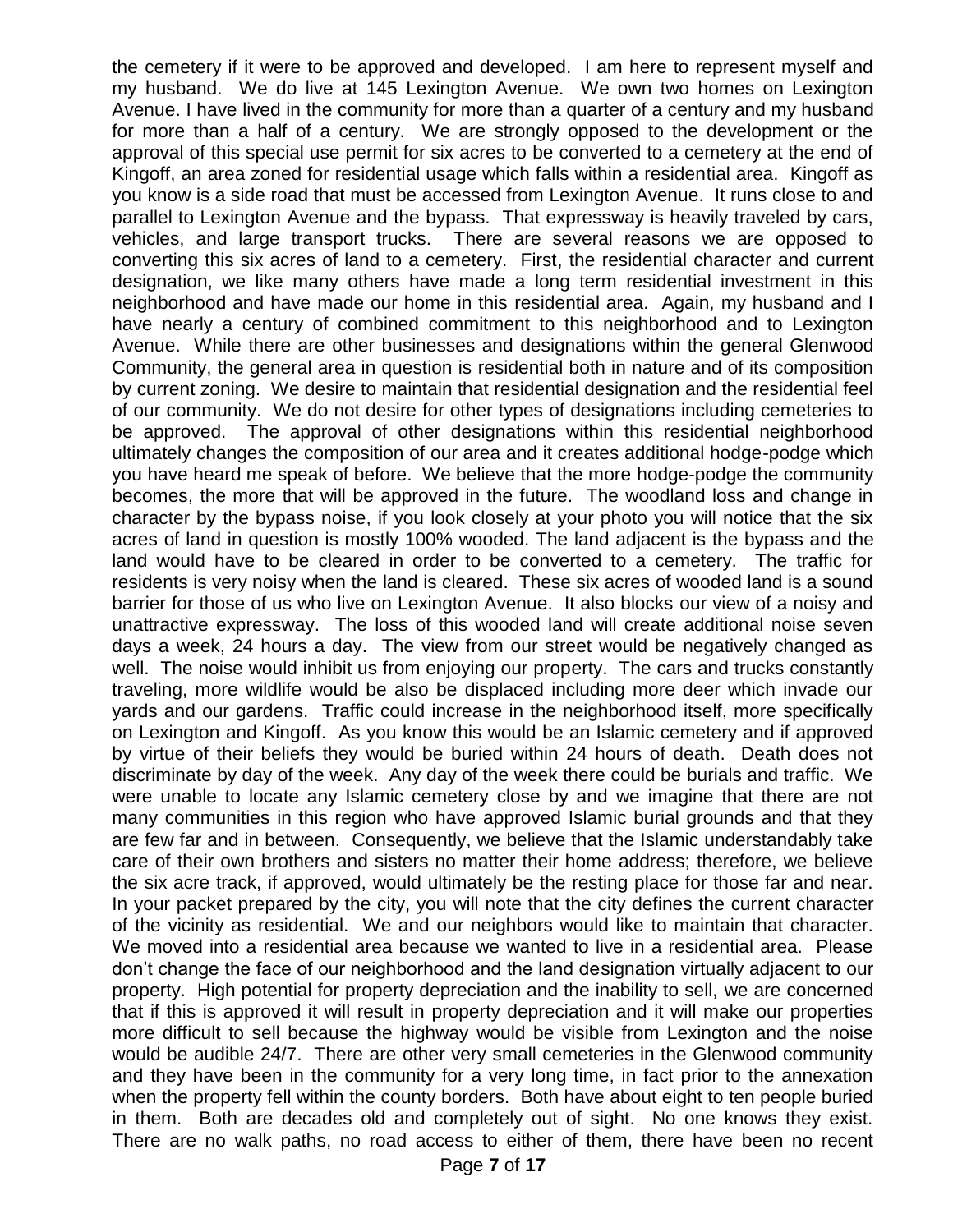the cemetery if it were to be approved and developed. I am here to represent myself and my husband. We do live at 145 Lexington Avenue. We own two homes on Lexington Avenue. I have lived in the community for more than a quarter of a century and my husband for more than a half of a century. We are strongly opposed to the development or the approval of this special use permit for six acres to be converted to a cemetery at the end of Kingoff, an area zoned for residential usage which falls within a residential area. Kingoff as you know is a side road that must be accessed from Lexington Avenue. It runs close to and parallel to Lexington Avenue and the bypass. That expressway is heavily traveled by cars, vehicles, and large transport trucks. There are several reasons we are opposed to converting this six acres of land to a cemetery. First, the residential character and current designation, we like many others have made a long term residential investment in this neighborhood and have made our home in this residential area. Again, my husband and I have nearly a century of combined commitment to this neighborhood and to Lexington Avenue. While there are other businesses and designations within the general Glenwood Community, the general area in question is residential both in nature and of its composition by current zoning. We desire to maintain that residential designation and the residential feel of our community. We do not desire for other types of designations including cemeteries to be approved. The approval of other designations within this residential neighborhood ultimately changes the composition of our area and it creates additional hodge-podge which you have heard me speak of before. We believe that the more hodge-podge the community becomes, the more that will be approved in the future. The woodland loss and change in character by the bypass noise, if you look closely at your photo you will notice that the six acres of land in question is mostly 100% wooded. The land adjacent is the bypass and the land would have to be cleared in order to be converted to a cemetery. The traffic for residents is very noisy when the land is cleared. These six acres of wooded land is a sound barrier for those of us who live on Lexington Avenue. It also blocks our view of a noisy and unattractive expressway. The loss of this wooded land will create additional noise seven days a week, 24 hours a day. The view from our street would be negatively changed as well. The noise would inhibit us from enjoying our property. The cars and trucks constantly traveling, more wildlife would be also be displaced including more deer which invade our yards and our gardens. Traffic could increase in the neighborhood itself, more specifically on Lexington and Kingoff. As you know this would be an Islamic cemetery and if approved by virtue of their beliefs they would be buried within 24 hours of death. Death does not discriminate by day of the week. Any day of the week there could be burials and traffic. We were unable to locate any Islamic cemetery close by and we imagine that there are not many communities in this region who have approved Islamic burial grounds and that they are few far and in between. Consequently, we believe that the Islamic understandably take care of their own brothers and sisters no matter their home address; therefore, we believe the six acre track, if approved, would ultimately be the resting place for those far and near. In your packet prepared by the city, you will note that the city defines the current character of the vicinity as residential. We and our neighbors would like to maintain that character. We moved into a residential area because we wanted to live in a residential area. Please don't change the face of our neighborhood and the land designation virtually adjacent to our property. High potential for property depreciation and the inability to sell, we are concerned that if this is approved it will result in property depreciation and it will make our properties more difficult to sell because the highway would be visible from Lexington and the noise would be audible 24/7. There are other very small cemeteries in the Glenwood community and they have been in the community for a very long time, in fact prior to the annexation when the property fell within the county borders. Both have about eight to ten people buried in them. Both are decades old and completely out of sight. No one knows they exist. There are no walk paths, no road access to either of them, there have been no recent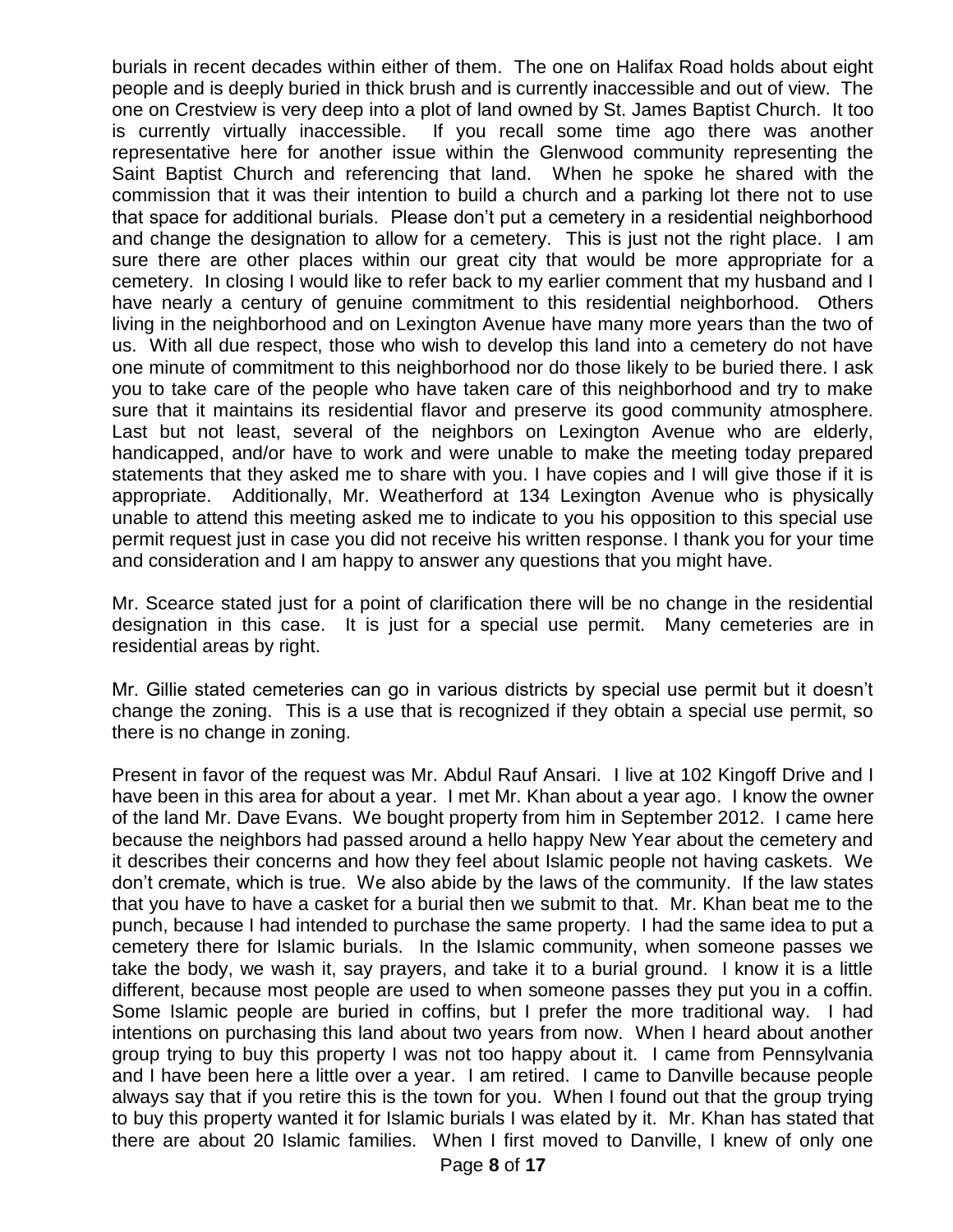burials in recent decades within either of them. The one on Halifax Road holds about eight people and is deeply buried in thick brush and is currently inaccessible and out of view. The one on Crestview is very deep into a plot of land owned by St. James Baptist Church. It too is currently virtually inaccessible. If you recall some time ago there was another representative here for another issue within the Glenwood community representing the Saint Baptist Church and referencing that land. When he spoke he shared with the commission that it was their intention to build a church and a parking lot there not to use that space for additional burials. Please don't put a cemetery in a residential neighborhood and change the designation to allow for a cemetery. This is just not the right place. I am sure there are other places within our great city that would be more appropriate for a cemetery. In closing I would like to refer back to my earlier comment that my husband and I have nearly a century of genuine commitment to this residential neighborhood. Others living in the neighborhood and on Lexington Avenue have many more years than the two of us. With all due respect, those who wish to develop this land into a cemetery do not have one minute of commitment to this neighborhood nor do those likely to be buried there. I ask you to take care of the people who have taken care of this neighborhood and try to make sure that it maintains its residential flavor and preserve its good community atmosphere. Last but not least, several of the neighbors on Lexington Avenue who are elderly, handicapped, and/or have to work and were unable to make the meeting today prepared statements that they asked me to share with you. I have copies and I will give those if it is appropriate. Additionally, Mr. Weatherford at 134 Lexington Avenue who is physically unable to attend this meeting asked me to indicate to you his opposition to this special use permit request just in case you did not receive his written response. I thank you for your time and consideration and I am happy to answer any questions that you might have.

Mr. Scearce stated just for a point of clarification there will be no change in the residential designation in this case. It is just for a special use permit. Many cemeteries are in residential areas by right.

Mr. Gillie stated cemeteries can go in various districts by special use permit but it doesn't change the zoning. This is a use that is recognized if they obtain a special use permit, so there is no change in zoning.

Present in favor of the request was Mr. Abdul Rauf Ansari. I live at 102 Kingoff Drive and I have been in this area for about a year. I met Mr. Khan about a year ago. I know the owner of the land Mr. Dave Evans. We bought property from him in September 2012. I came here because the neighbors had passed around a hello happy New Year about the cemetery and it describes their concerns and how they feel about Islamic people not having caskets. We don't cremate, which is true. We also abide by the laws of the community. If the law states that you have to have a casket for a burial then we submit to that. Mr. Khan beat me to the punch, because I had intended to purchase the same property. I had the same idea to put a cemetery there for Islamic burials. In the Islamic community, when someone passes we take the body, we wash it, say prayers, and take it to a burial ground. I know it is a little different, because most people are used to when someone passes they put you in a coffin. Some Islamic people are buried in coffins, but I prefer the more traditional way. I had intentions on purchasing this land about two years from now. When I heard about another group trying to buy this property I was not too happy about it. I came from Pennsylvania and I have been here a little over a year. I am retired. I came to Danville because people always say that if you retire this is the town for you. When I found out that the group trying to buy this property wanted it for Islamic burials I was elated by it. Mr. Khan has stated that there are about 20 Islamic families. When I first moved to Danville, I knew of only one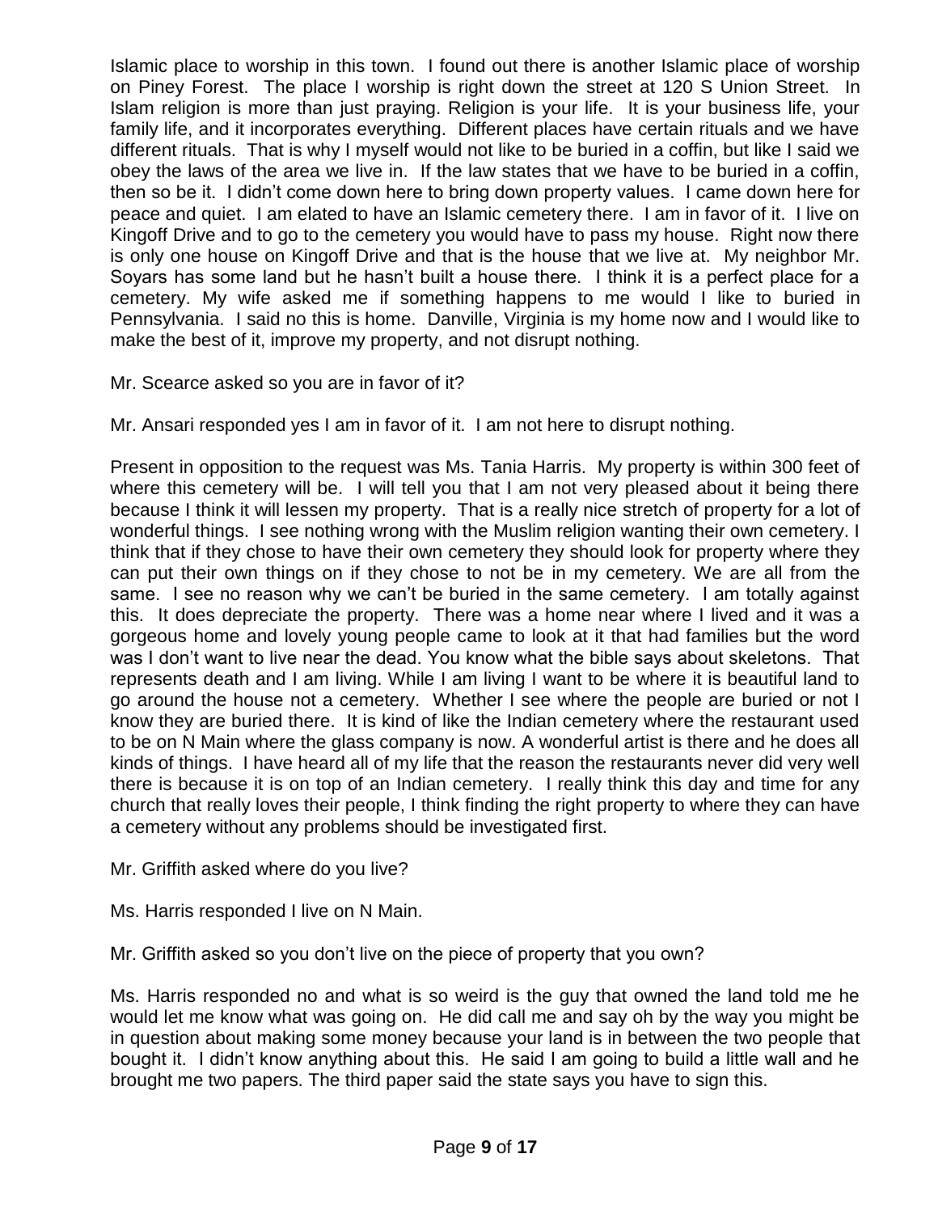Islamic place to worship in this town. I found out there is another Islamic place of worship on Piney Forest. The place I worship is right down the street at 120 S Union Street. In Islam religion is more than just praying. Religion is your life. It is your business life, your family life, and it incorporates everything. Different places have certain rituals and we have different rituals. That is why I myself would not like to be buried in a coffin, but like I said we obey the laws of the area we live in. If the law states that we have to be buried in a coffin, then so be it. I didn't come down here to bring down property values. I came down here for peace and quiet. I am elated to have an Islamic cemetery there. I am in favor of it. I live on Kingoff Drive and to go to the cemetery you would have to pass my house. Right now there is only one house on Kingoff Drive and that is the house that we live at. My neighbor Mr. Soyars has some land but he hasn't built a house there. I think it is a perfect place for a cemetery. My wife asked me if something happens to me would I like to buried in Pennsylvania. I said no this is home. Danville, Virginia is my home now and I would like to make the best of it, improve my property, and not disrupt nothing.

Mr. Scearce asked so you are in favor of it?

Mr. Ansari responded yes I am in favor of it. I am not here to disrupt nothing.

Present in opposition to the request was Ms. Tania Harris. My property is within 300 feet of where this cemetery will be. I will tell you that I am not very pleased about it being there because I think it will lessen my property. That is a really nice stretch of property for a lot of wonderful things. I see nothing wrong with the Muslim religion wanting their own cemetery. I think that if they chose to have their own cemetery they should look for property where they can put their own things on if they chose to not be in my cemetery. We are all from the same. I see no reason why we can't be buried in the same cemetery. I am totally against this. It does depreciate the property. There was a home near where I lived and it was a gorgeous home and lovely young people came to look at it that had families but the word was I don't want to live near the dead. You know what the bible says about skeletons. That represents death and I am living. While I am living I want to be where it is beautiful land to go around the house not a cemetery. Whether I see where the people are buried or not I know they are buried there. It is kind of like the Indian cemetery where the restaurant used to be on N Main where the glass company is now. A wonderful artist is there and he does all kinds of things. I have heard all of my life that the reason the restaurants never did very well there is because it is on top of an Indian cemetery. I really think this day and time for any church that really loves their people, I think finding the right property to where they can have a cemetery without any problems should be investigated first.

Mr. Griffith asked where do you live?

Ms. Harris responded I live on N Main.

Mr. Griffith asked so you don't live on the piece of property that you own?

Ms. Harris responded no and what is so weird is the guy that owned the land told me he would let me know what was going on. He did call me and say oh by the way you might be in question about making some money because your land is in between the two people that bought it. I didn't know anything about this. He said I am going to build a little wall and he brought me two papers. The third paper said the state says you have to sign this.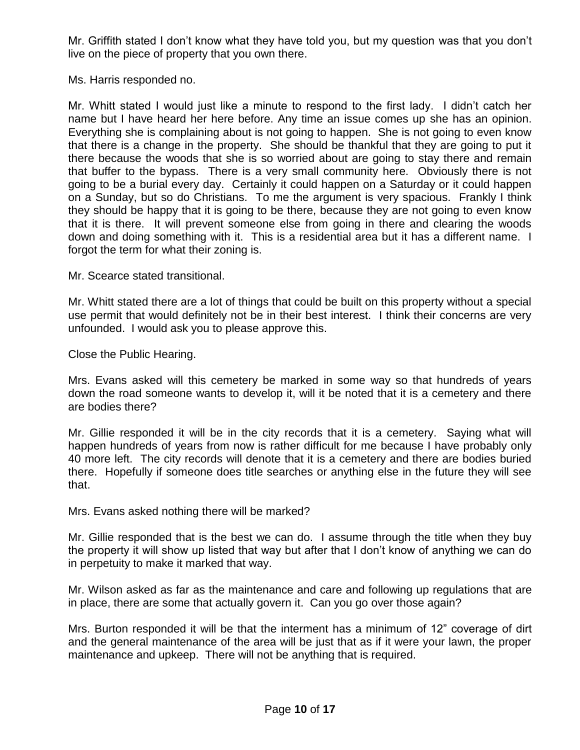Mr. Griffith stated I don't know what they have told you, but my question was that you don't live on the piece of property that you own there.

Ms. Harris responded no.

Mr. Whitt stated I would just like a minute to respond to the first lady. I didn't catch her name but I have heard her here before. Any time an issue comes up she has an opinion. Everything she is complaining about is not going to happen. She is not going to even know that there is a change in the property. She should be thankful that they are going to put it there because the woods that she is so worried about are going to stay there and remain that buffer to the bypass. There is a very small community here. Obviously there is not going to be a burial every day. Certainly it could happen on a Saturday or it could happen on a Sunday, but so do Christians. To me the argument is very spacious. Frankly I think they should be happy that it is going to be there, because they are not going to even know that it is there. It will prevent someone else from going in there and clearing the woods down and doing something with it. This is a residential area but it has a different name. I forgot the term for what their zoning is.

Mr. Scearce stated transitional.

Mr. Whitt stated there are a lot of things that could be built on this property without a special use permit that would definitely not be in their best interest. I think their concerns are very unfounded. I would ask you to please approve this.

Close the Public Hearing.

Mrs. Evans asked will this cemetery be marked in some way so that hundreds of years down the road someone wants to develop it, will it be noted that it is a cemetery and there are bodies there?

Mr. Gillie responded it will be in the city records that it is a cemetery. Saying what will happen hundreds of years from now is rather difficult for me because I have probably only 40 more left. The city records will denote that it is a cemetery and there are bodies buried there. Hopefully if someone does title searches or anything else in the future they will see that.

Mrs. Evans asked nothing there will be marked?

Mr. Gillie responded that is the best we can do. I assume through the title when they buy the property it will show up listed that way but after that I don't know of anything we can do in perpetuity to make it marked that way.

Mr. Wilson asked as far as the maintenance and care and following up regulations that are in place, there are some that actually govern it. Can you go over those again?

Mrs. Burton responded it will be that the interment has a minimum of 12" coverage of dirt and the general maintenance of the area will be just that as if it were your lawn, the proper maintenance and upkeep. There will not be anything that is required.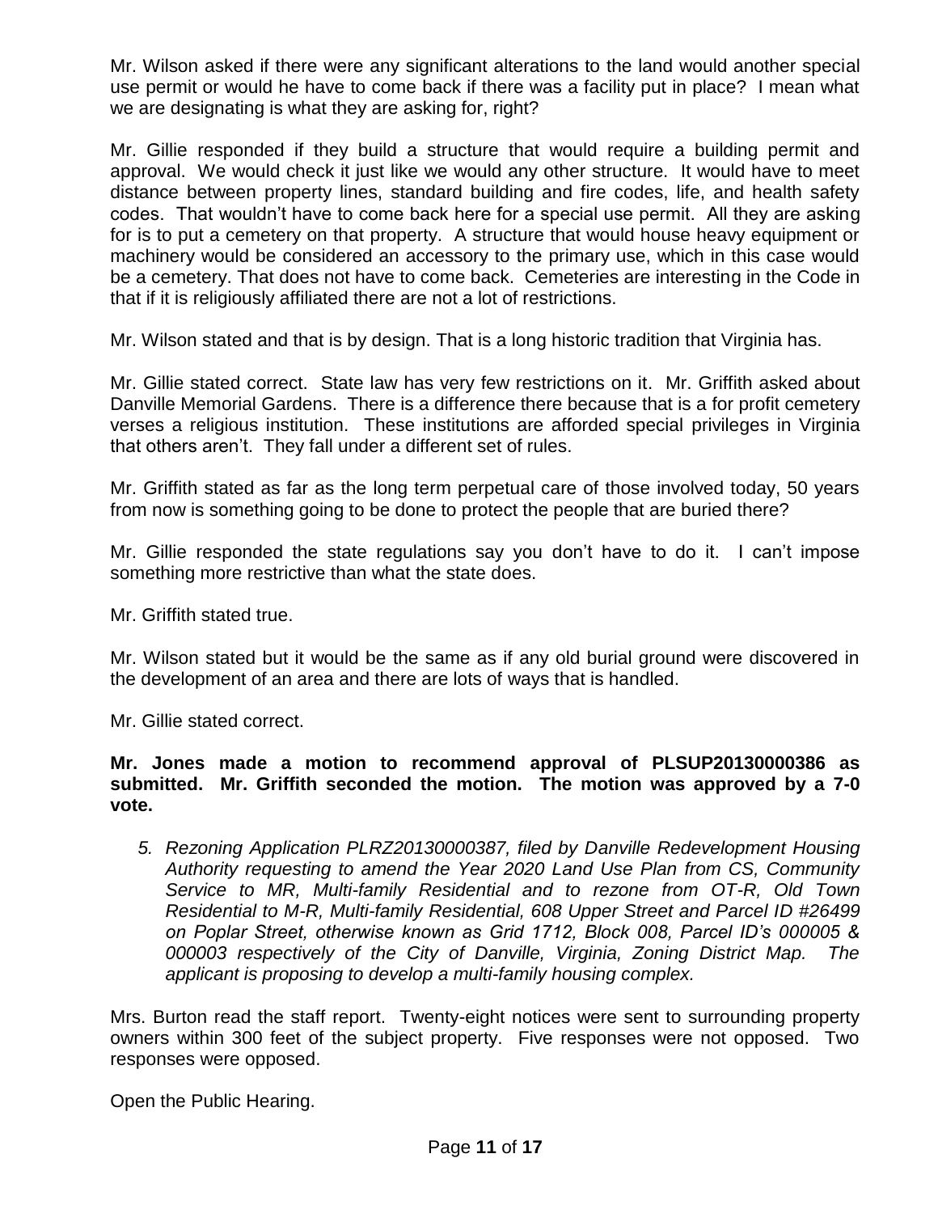Mr. Wilson asked if there were any significant alterations to the land would another special use permit or would he have to come back if there was a facility put in place? I mean what we are designating is what they are asking for, right?

Mr. Gillie responded if they build a structure that would require a building permit and approval. We would check it just like we would any other structure. It would have to meet distance between property lines, standard building and fire codes, life, and health safety codes. That wouldn't have to come back here for a special use permit. All they are asking for is to put a cemetery on that property. A structure that would house heavy equipment or machinery would be considered an accessory to the primary use, which in this case would be a cemetery. That does not have to come back. Cemeteries are interesting in the Code in that if it is religiously affiliated there are not a lot of restrictions.

Mr. Wilson stated and that is by design. That is a long historic tradition that Virginia has.

Mr. Gillie stated correct. State law has very few restrictions on it. Mr. Griffith asked about Danville Memorial Gardens. There is a difference there because that is a for profit cemetery verses a religious institution. These institutions are afforded special privileges in Virginia that others aren't. They fall under a different set of rules.

Mr. Griffith stated as far as the long term perpetual care of those involved today, 50 years from now is something going to be done to protect the people that are buried there?

Mr. Gillie responded the state regulations say you don't have to do it. I can't impose something more restrictive than what the state does.

Mr. Griffith stated true.

Mr. Wilson stated but it would be the same as if any old burial ground were discovered in the development of an area and there are lots of ways that is handled.

Mr. Gillie stated correct.

**Mr. Jones made a motion to recommend approval of PLSUP20130000386 as submitted. Mr. Griffith seconded the motion. The motion was approved by a 7-0 vote.**

5. *Rezoning Application PLRZ20130000387, filed by Danville Redevelopment Housing Authority requesting to amend the Year 2020 Land Use Plan from CS, Community Service to MR, Multi-family Residential and to rezone from OT-R, Old Town Residential to M-R, Multi-family Residential, 608 Upper Street and Parcel ID #26499 on Poplar Street, otherwise known as Grid 1712, Block 008, Parcel ID's 000005 & 000003 respectively of the City of Danville, Virginia, Zoning District Map. The applicant is proposing to develop a multi-family housing complex.*

Mrs. Burton read the staff report. Twenty-eight notices were sent to surrounding property owners within 300 feet of the subject property. Five responses were not opposed. Two responses were opposed.

Open the Public Hearing.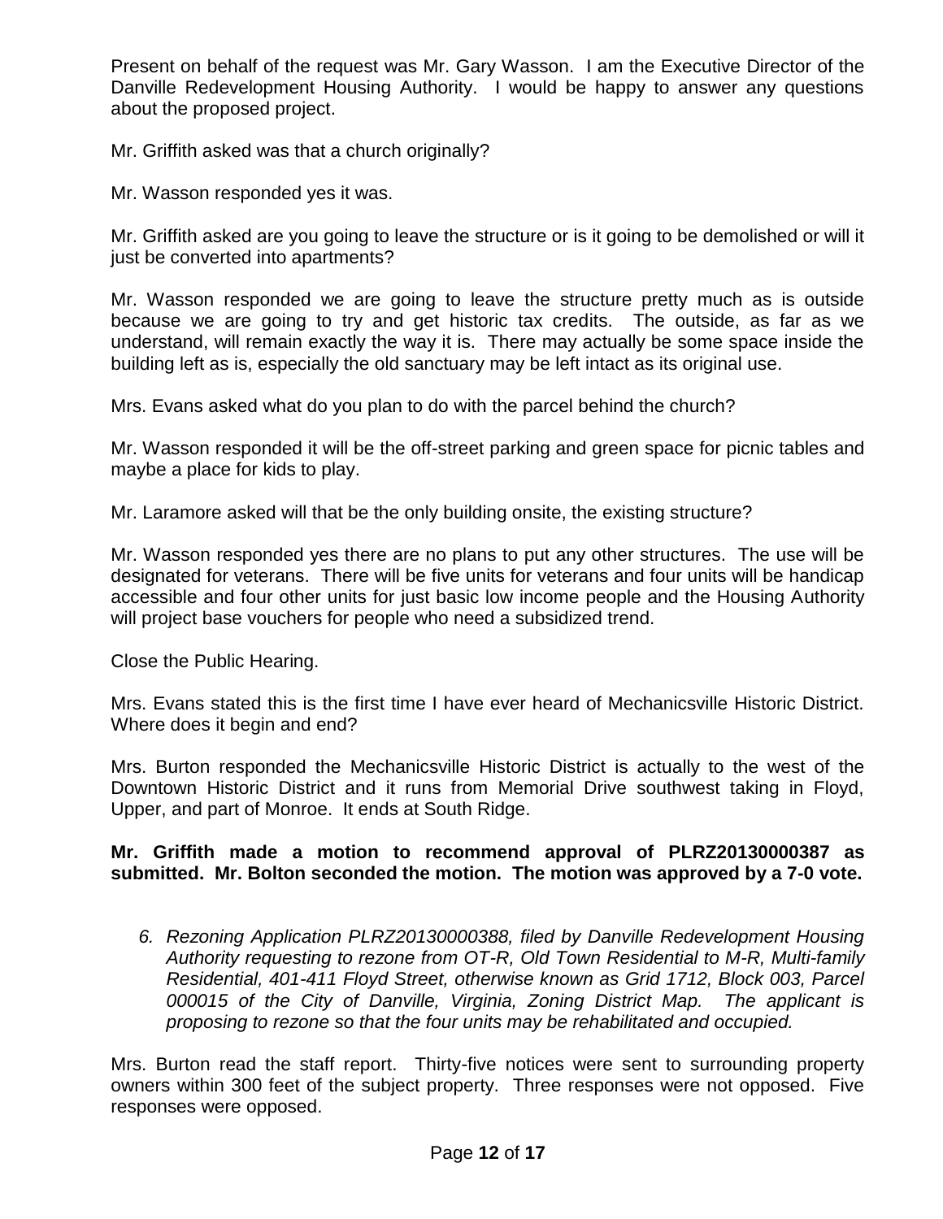Present on behalf of the request was Mr. Gary Wasson. I am the Executive Director of the Danville Redevelopment Housing Authority. I would be happy to answer any questions about the proposed project.

Mr. Griffith asked was that a church originally?

Mr. Wasson responded yes it was.

Mr. Griffith asked are you going to leave the structure or is it going to be demolished or will it just be converted into apartments?

Mr. Wasson responded we are going to leave the structure pretty much as is outside because we are going to try and get historic tax credits. The outside, as far as we understand, will remain exactly the way it is. There may actually be some space inside the building left as is, especially the old sanctuary may be left intact as its original use.

Mrs. Evans asked what do you plan to do with the parcel behind the church?

Mr. Wasson responded it will be the off-street parking and green space for picnic tables and maybe a place for kids to play.

Mr. Laramore asked will that be the only building onsite, the existing structure?

Mr. Wasson responded yes there are no plans to put any other structures. The use will be designated for veterans. There will be five units for veterans and four units will be handicap accessible and four other units for just basic low income people and the Housing Authority will project base vouchers for people who need a subsidized trend.

Close the Public Hearing.

Mrs. Evans stated this is the first time I have ever heard of Mechanicsville Historic District. Where does it begin and end?

Mrs. Burton responded the Mechanicsville Historic District is actually to the west of the Downtown Historic District and it runs from Memorial Drive southwest taking in Floyd, Upper, and part of Monroe. It ends at South Ridge.

**Mr. Griffith made a motion to recommend approval of PLRZ20130000387 as submitted. Mr. Bolton seconded the motion. The motion was approved by a 7-0 vote.**

6. *Rezoning Application PLRZ20130000388, filed by Danville Redevelopment Housing Authority requesting to rezone from OT-R, Old Town Residential to M-R, Multi-family Residential, 401-411 Floyd Street, otherwise known as Grid 1712, Block 003, Parcel 000015 of the City of Danville, Virginia, Zoning District Map. The applicant is proposing to rezone so that the four units may be rehabilitated and occupied.*

Mrs. Burton read the staff report. Thirty-five notices were sent to surrounding property owners within 300 feet of the subject property. Three responses were not opposed. Five responses were opposed.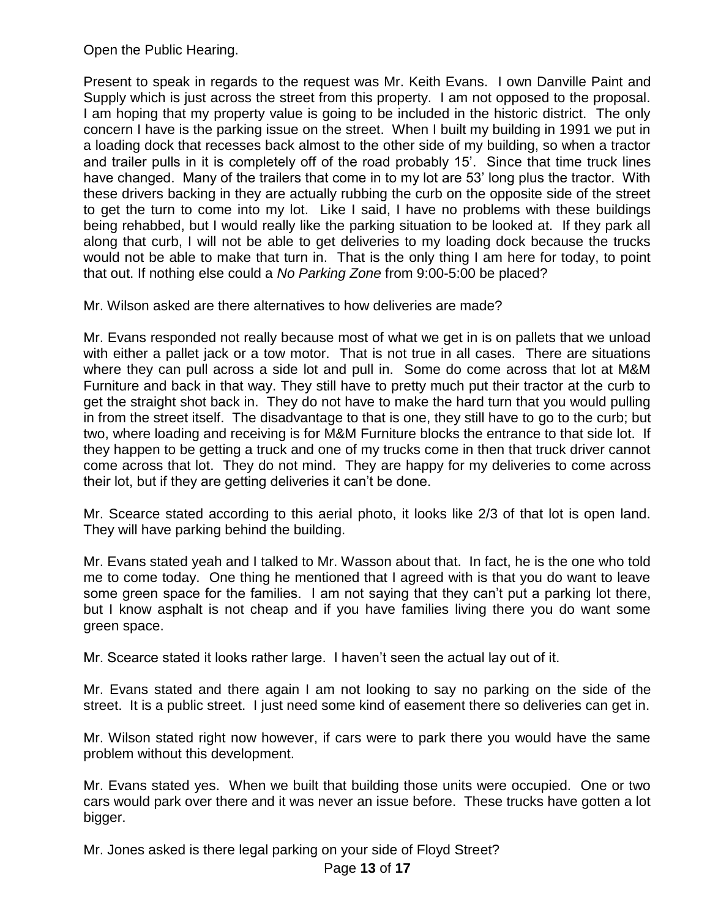Open the Public Hearing.

Present to speak in regards to the request was Mr. Keith Evans. I own Danville Paint and Supply which is just across the street from this property. I am not opposed to the proposal. I am hoping that my property value is going to be included in the historic district. The only concern I have is the parking issue on the street. When I built my building in 1991 we put in a loading dock that recesses back almost to the other side of my building, so when a tractor and trailer pulls in it is completely off of the road probably 15'. Since that time truck lines have changed. Many of the trailers that come in to my lot are 53' long plus the tractor. With these drivers backing in they are actually rubbing the curb on the opposite side of the street to get the turn to come into my lot. Like I said, I have no problems with these buildings being rehabbed, but I would really like the parking situation to be looked at. If they park all along that curb, I will not be able to get deliveries to my loading dock because the trucks would not be able to make that turn in. That is the only thing I am here for today, to point that out. If nothing else could a *No Parking Zone* from 9:00-5:00 be placed?

Mr. Wilson asked are there alternatives to how deliveries are made?

Mr. Evans responded not really because most of what we get in is on pallets that we unload with either a pallet jack or a tow motor. That is not true in all cases. There are situations where they can pull across a side lot and pull in. Some do come across that lot at M&M Furniture and back in that way. They still have to pretty much put their tractor at the curb to get the straight shot back in. They do not have to make the hard turn that you would pulling in from the street itself. The disadvantage to that is one, they still have to go to the curb; but two, where loading and receiving is for M&M Furniture blocks the entrance to that side lot. If they happen to be getting a truck and one of my trucks come in then that truck driver cannot come across that lot. They do not mind. They are happy for my deliveries to come across their lot, but if they are getting deliveries it can't be done.

Mr. Scearce stated according to this aerial photo, it looks like 2/3 of that lot is open land. They will have parking behind the building.

Mr. Evans stated yeah and I talked to Mr. Wasson about that. In fact, he is the one who told me to come today. One thing he mentioned that I agreed with is that you do want to leave some green space for the families. I am not saying that they can't put a parking lot there, but I know asphalt is not cheap and if you have families living there you do want some green space.

Mr. Scearce stated it looks rather large. I haven't seen the actual lay out of it.

Mr. Evans stated and there again I am not looking to say no parking on the side of the street. It is a public street. I just need some kind of easement there so deliveries can get in.

Mr. Wilson stated right now however, if cars were to park there you would have the same problem without this development.

Mr. Evans stated yes. When we built that building those units were occupied. One or two cars would park over there and it was never an issue before. These trucks have gotten a lot bigger.

Mr. Jones asked is there legal parking on your side of Floyd Street?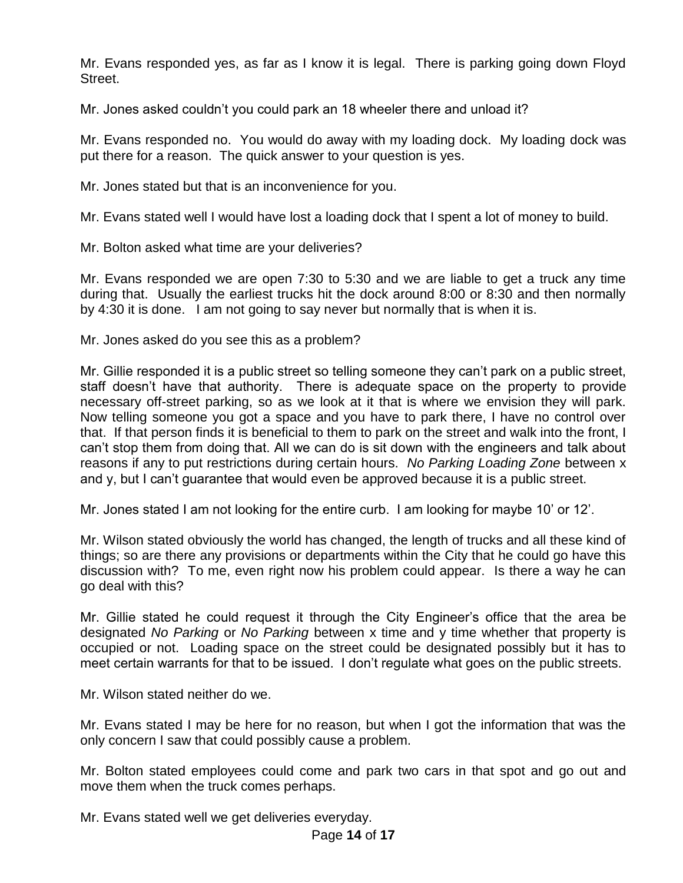Mr. Evans responded yes, as far as I know it is legal. There is parking going down Floyd Street.

Mr. Jones asked couldn't you could park an 18 wheeler there and unload it?

Mr. Evans responded no. You would do away with my loading dock. My loading dock was put there for a reason. The quick answer to your question is yes.

Mr. Jones stated but that is an inconvenience for you.

Mr. Evans stated well I would have lost a loading dock that I spent a lot of money to build.

Mr. Bolton asked what time are your deliveries?

Mr. Evans responded we are open 7:30 to 5:30 and we are liable to get a truck any time during that. Usually the earliest trucks hit the dock around 8:00 or 8:30 and then normally by 4:30 it is done. I am not going to say never but normally that is when it is.

Mr. Jones asked do you see this as a problem?

Mr. Gillie responded it is a public street so telling someone they can't park on a public street, staff doesn't have that authority. There is adequate space on the property to provide necessary off-street parking, so as we look at it that is where we envision they will park. Now telling someone you got a space and you have to park there, I have no control over that. If that person finds it is beneficial to them to park on the street and walk into the front, I can't stop them from doing that. All we can do is sit down with the engineers and talk about reasons if any to put restrictions during certain hours. *No Parking Loading Zone* between x and y, but I can't guarantee that would even be approved because it is a public street.

Mr. Jones stated I am not looking for the entire curb. I am looking for maybe 10' or 12'.

Mr. Wilson stated obviously the world has changed, the length of trucks and all these kind of things; so are there any provisions or departments within the City that he could go have this discussion with? To me, even right now his problem could appear. Is there a way he can go deal with this?

Mr. Gillie stated he could request it through the City Engineer's office that the area be designated *No Parking* or *No Parking* between x time and y time whether that property is occupied or not. Loading space on the street could be designated possibly but it has to meet certain warrants for that to be issued. I don't regulate what goes on the public streets.

Mr. Wilson stated neither do we.

Mr. Evans stated I may be here for no reason, but when I got the information that was the only concern I saw that could possibly cause a problem.

Mr. Bolton stated employees could come and park two cars in that spot and go out and move them when the truck comes perhaps.

Mr. Evans stated well we get deliveries everyday.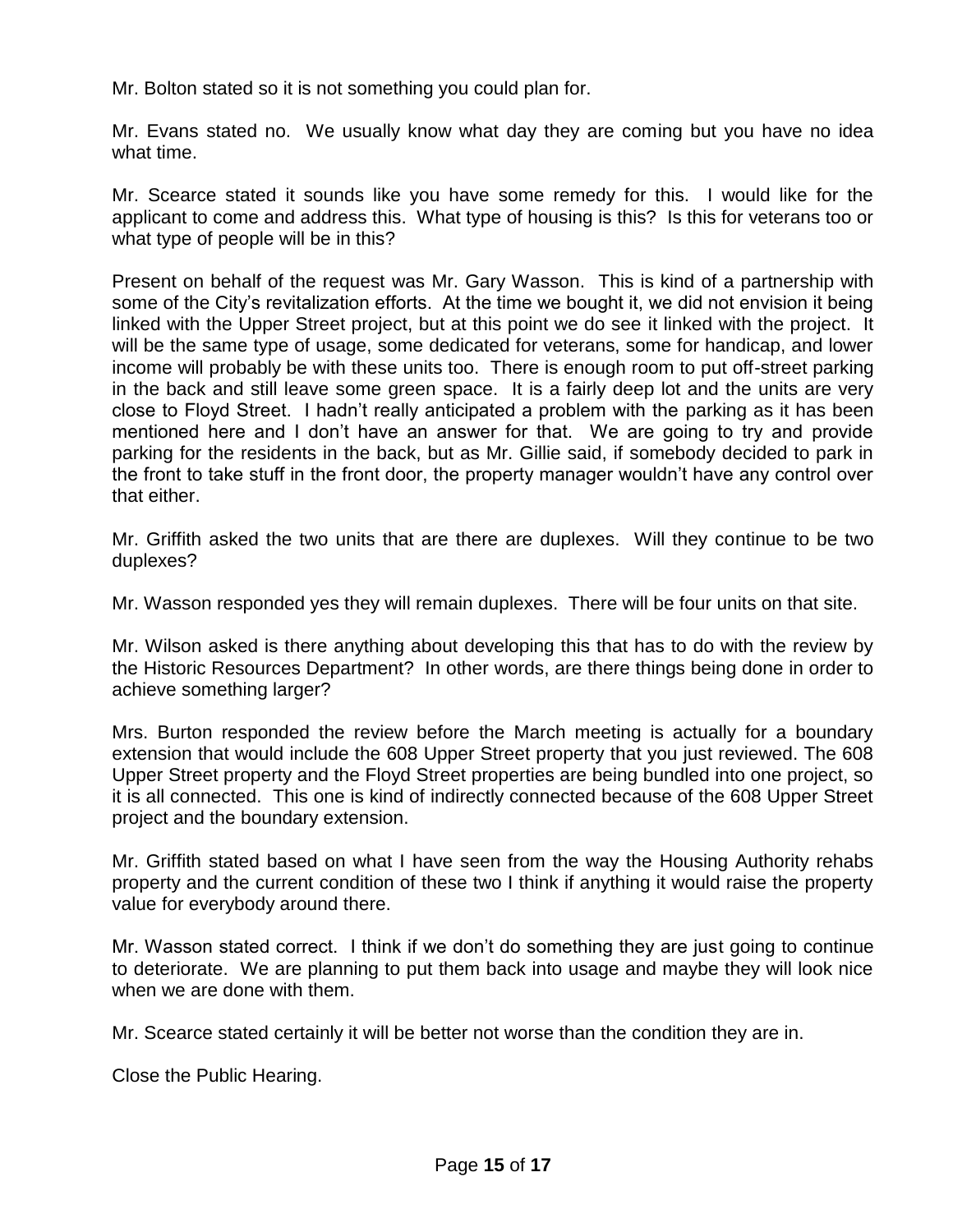Mr. Bolton stated so it is not something you could plan for.

Mr. Evans stated no. We usually know what day they are coming but you have no idea what time.

Mr. Scearce stated it sounds like you have some remedy for this. I would like for the applicant to come and address this. What type of housing is this? Is this for veterans too or what type of people will be in this?

Present on behalf of the request was Mr. Gary Wasson. This is kind of a partnership with some of the City's revitalization efforts. At the time we bought it, we did not envision it being linked with the Upper Street project, but at this point we do see it linked with the project. It will be the same type of usage, some dedicated for veterans, some for handicap, and lower income will probably be with these units too. There is enough room to put off-street parking in the back and still leave some green space. It is a fairly deep lot and the units are very close to Floyd Street. I hadn't really anticipated a problem with the parking as it has been mentioned here and I don't have an answer for that. We are going to try and provide parking for the residents in the back, but as Mr. Gillie said, if somebody decided to park in the front to take stuff in the front door, the property manager wouldn't have any control over that either.

Mr. Griffith asked the two units that are there are duplexes. Will they continue to be two duplexes?

Mr. Wasson responded yes they will remain duplexes. There will be four units on that site.

Mr. Wilson asked is there anything about developing this that has to do with the review by the Historic Resources Department? In other words, are there things being done in order to achieve something larger?

Mrs. Burton responded the review before the March meeting is actually for a boundary extension that would include the 608 Upper Street property that you just reviewed. The 608 Upper Street property and the Floyd Street properties are being bundled into one project, so it is all connected. This one is kind of indirectly connected because of the 608 Upper Street project and the boundary extension.

Mr. Griffith stated based on what I have seen from the way the Housing Authority rehabs property and the current condition of these two I think if anything it would raise the property value for everybody around there.

Mr. Wasson stated correct. I think if we don't do something they are just going to continue to deteriorate. We are planning to put them back into usage and maybe they will look nice when we are done with them.

Mr. Scearce stated certainly it will be better not worse than the condition they are in.

Close the Public Hearing.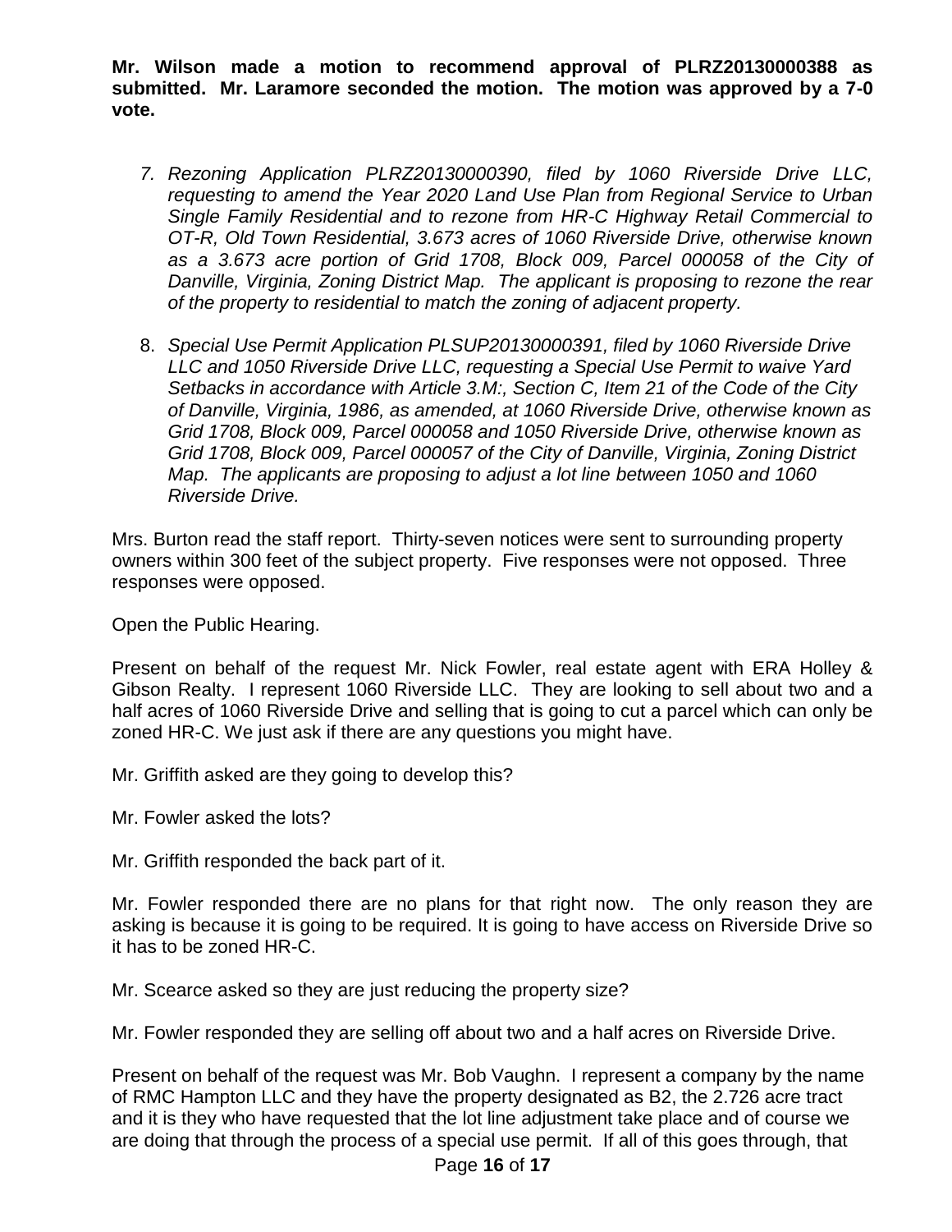**Mr. Wilson made a motion to recommend approval of PLRZ20130000388 as submitted. Mr. Laramore seconded the motion. The motion was approved by a 7-0 vote.**

7. *Rezoning Application PLRZ20130000390, filed by 1060 Riverside Drive LLC, requesting to amend the Year 2020 Land Use Plan from Regional Service to Urban Single Family Residential and to rezone from HR-C Highway Retail Commercial to OT-R, Old Town Residential, 3.673 acres of 1060 Riverside Drive, otherwise known as a 3.673 acre portion of Grid 1708, Block 009, Parcel 000058 of the City of Danville, Virginia, Zoning District Map. The applicant is proposing to rezone the rear of the property to residential to match the zoning of adjacent property.*

8. *Special Use Permit Application PLSUP20130000391, filed by 1060 Riverside Drive LLC and 1050 Riverside Drive LLC, requesting a Special Use Permit to waive Yard Setbacks in accordance with Article 3.M:, Section C, Item 21 of the Code of the City of Danville, Virginia, 1986, as amended, at 1060 Riverside Drive, otherwise known as Grid 1708, Block 009, Parcel 000058 and 1050 Riverside Drive, otherwise known as Grid 1708, Block 009, Parcel 000057 of the City of Danville, Virginia, Zoning District Map. The applicants are proposing to adjust a lot line between 1050 and 1060 Riverside Drive.*

Mrs. Burton read the staff report. Thirty-seven notices were sent to surrounding property owners within 300 feet of the subject property. Five responses were not opposed. Three responses were opposed.

Open the Public Hearing.

Present on behalf of the request Mr. Nick Fowler, real estate agent with ERA Holley & Gibson Realty. I represent 1060 Riverside LLC. They are looking to sell about two and a half acres of 1060 Riverside Drive and selling that is going to cut a parcel which can only be zoned HR-C. We just ask if there are any questions you might have.

Mr. Griffith asked are they going to develop this?

Mr. Fowler asked the lots?

Mr. Griffith responded the back part of it.

Mr. Fowler responded there are no plans for that right now. The only reason they are asking is because it is going to be required. It is going to have access on Riverside Drive so it has to be zoned HR-C.

Mr. Scearce asked so they are just reducing the property size?

Mr. Fowler responded they are selling off about two and a half acres on Riverside Drive.

Present on behalf of the request was Mr. Bob Vaughn. I represent a company by the name of RMC Hampton LLC and they have the property designated as B2, the 2.726 acre tract and it is they who have requested that the lot line adjustment take place and of course we are doing that through the process of a special use permit. If all of this goes through, that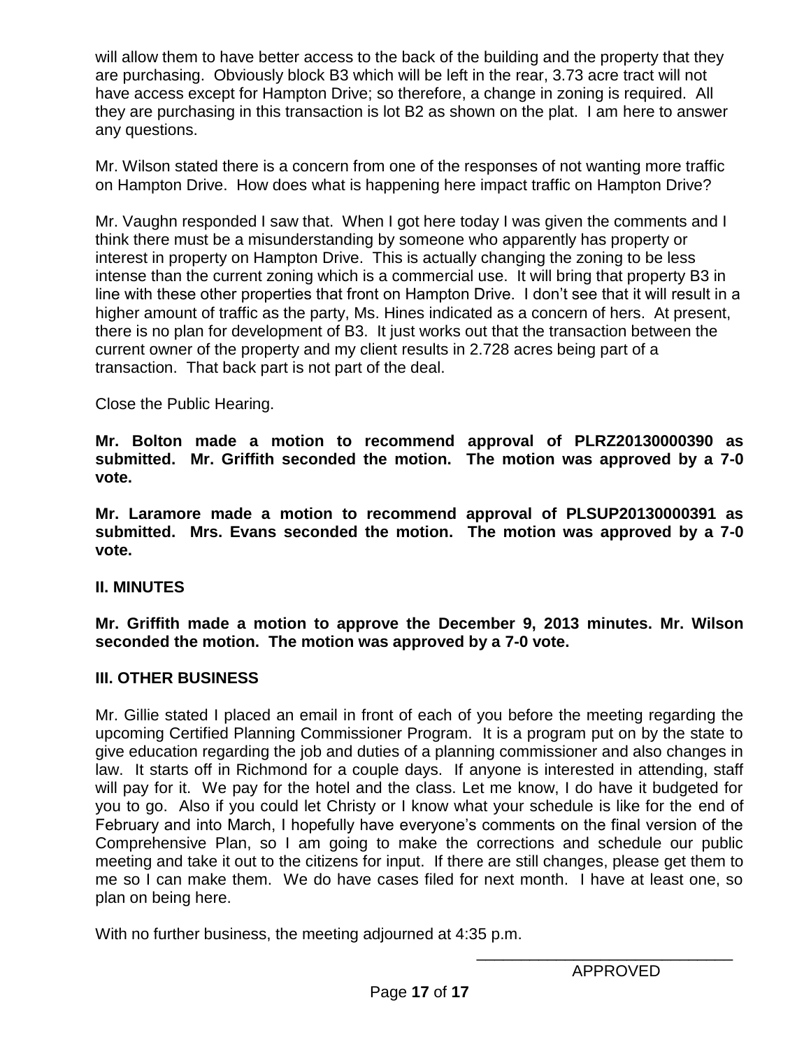will allow them to have better access to the back of the building and the property that they are purchasing. Obviously block B3 which will be left in the rear, 3.73 acre tract will not have access except for Hampton Drive; so therefore, a change in zoning is required. All they are purchasing in this transaction is lot B2 as shown on the plat. I am here to answer any questions.

Mr. Wilson stated there is a concern from one of the responses of not wanting more traffic on Hampton Drive. How does what is happening here impact traffic on Hampton Drive?

Mr. Vaughn responded I saw that. When I got here today I was given the comments and I think there must be a misunderstanding by someone who apparently has property or interest in property on Hampton Drive. This is actually changing the zoning to be less intense than the current zoning which is a commercial use. It will bring that property B3 in line with these other properties that front on Hampton Drive. I don't see that it will result in a higher amount of traffic as the party, Ms. Hines indicated as a concern of hers. At present, there is no plan for development of B3. It just works out that the transaction between the current owner of the property and my client results in 2.728 acres being part of a transaction. That back part is not part of the deal.

Close the Public Hearing.

**Mr. Bolton made a motion to recommend approval of PLRZ20130000390 as submitted. Mr. Griffith seconded the motion. The motion was approved by a 7-0 vote.**

**Mr. Laramore made a motion to recommend approval of PLSUP20130000391 as submitted. Mrs. Evans seconded the motion. The motion was approved by a 7-0 vote.**

## II. MINUTES

**Mr. Griffith made a motion to approve the December 9, 2013 minutes. Mr. Wilson seconded the motion. The motion was approved by a 7-0 vote.**

## III. OTHER BUSINESS

Mr. Gillie stated I placed an email in front of each of you before the meeting regarding the upcoming Certified Planning Commissioner Program. It is a program put on by the state to give education regarding the job and duties of a planning commissioner and also changes in law. It starts off in Richmond for a couple days. If anyone is interested in attending, staff will pay for it. We pay for the hotel and the class. Let me know, I do have it budgeted for you to go. Also if you could let Christy or I know what your schedule is like for the end of February and into March, I hopefully have everyone's comments on the final version of the Comprehensive Plan, so I am going to make the corrections and schedule our public meeting and take it out to the citizens for input. If there are still changes, please get them to me so I can make them. We do have cases filed for next month. I have at least one, so plan on being here.

With no further business, the meeting adjourned at 4:35 p.m.

\_\_\_\_\_\_\_\_\_\_\_\_\_\_\_\_\_\_\_\_\_\_\_\_\_\_\_\_\_\_

APPROVED